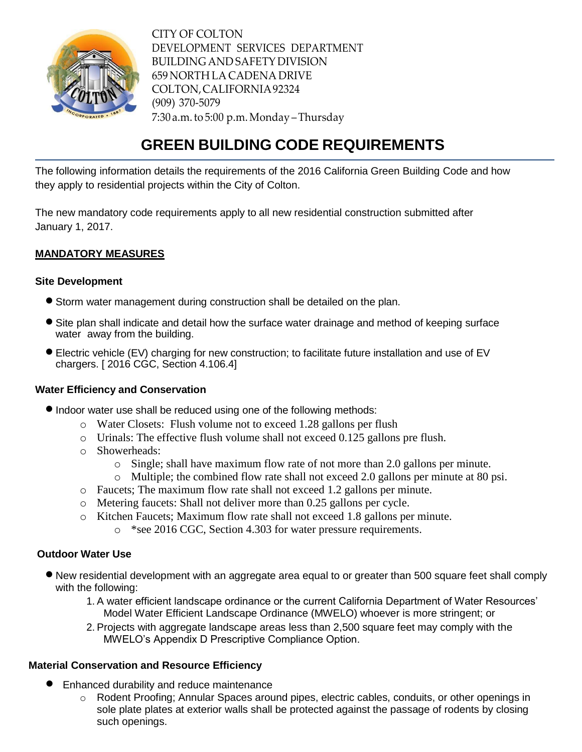CITY OF COLTON
DEVELOPMENT SERVICES DEPARTMENT
BUILDING AND SAFETY DIVISION
659 NORTH LA CADENA DRIVE
COLTON, CALIFORNIA 92324
(909) 370-5079
7:30 a.m. to 5:00 p.m. Monday – Thursday

# GREEN BUILDING CODE REQUIREMENTS

The following information details the requirements of the 2016 California Green Building Code and how they apply to residential projects within the City of Colton.

The new mandatory code requirements apply to all new residential construction submitted after January 1, 2017.

## MANDATORY MEASURES

### Site Development

- Storm water management during construction shall be detailed on the plan.
- Site plan shall indicate and detail how the surface water drainage and method of keeping surface water away from the building.
- Electric vehicle (EV) charging for new construction; to facilitate future installation and use of EV chargers. [ 2016 CGC, Section 4.106.4]

### Water Efficiency and Conservation

- Indoor water use shall be reduced using one of the following methods:
  - Water Closets: Flush volume not to exceed 1.28 gallons per flush
  - Urinals: The effective flush volume shall not exceed 0.125 gallons pre flush.
  - Showerheads:
    - Single; shall have maximum flow rate of not more than 2.0 gallons per minute.
    - Multiple; the combined flow rate shall not exceed 2.0 gallons per minute at 80 psi.
  - Faucets; The maximum flow rate shall not exceed 1.2 gallons per minute.
  - Metering faucets: Shall not deliver more than 0.25 gallons per cycle.
  - Kitchen Faucets; Maximum flow rate shall not exceed 1.8 gallons per minute.
    - *see 2016 CGC, Section 4.303 for water pressure requirements.

### Outdoor Water Use

- New residential development with an aggregate area equal to or greater than 500 square feet shall comply with the following:
  1. A water efficient landscape ordinance or the current California Department of Water Resources' Model Water Efficient Landscape Ordinance (MWELO) whoever is more stringent; or
  2. Projects with aggregate landscape areas less than 2,500 square feet may comply with the MWELO's Appendix D Prescriptive Compliance Option.

### Material Conservation and Resource Efficiency

- Enhanced durability and reduce maintenance
  - Rodent Proofing; Annular Spaces around pipes, electric cables, conduits, or other openings in sole plate plates at exterior walls shall be protected against the passage of rodents by closing such openings.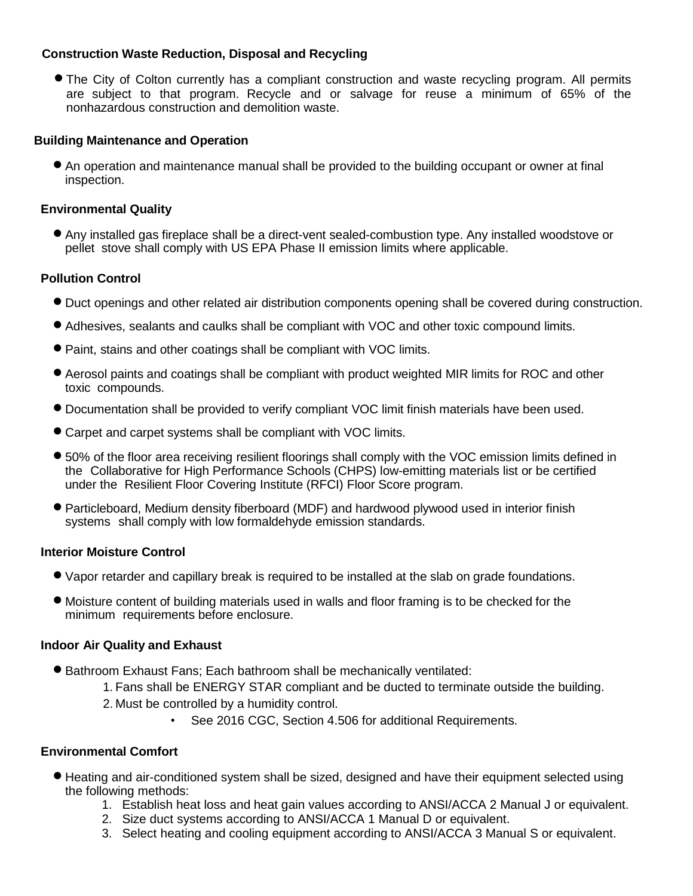**Construction Waste Reduction, Disposal and Recycling**

- The City of Colton currently has a compliant construction and waste recycling program. All permits are subject to that program. Recycle and or salvage for reuse a minimum of 65% of the nonhazardous construction and demolition waste.

**Building Maintenance and Operation**

- An operation and maintenance manual shall be provided to the building occupant or owner at final inspection.

**Environmental Quality**

- Any installed gas fireplace shall be a direct-vent sealed-combustion type. Any installed woodstove or pellet stove shall comply with US EPA Phase II emission limits where applicable.

**Pollution Control**

- Duct openings and other related air distribution components opening shall be covered during construction.
- Adhesives, sealants and caulks shall be compliant with VOC and other toxic compound limits.
- Paint, stains and other coatings shall be compliant with VOC limits.
- Aerosol paints and coatings shall be compliant with product weighted MIR limits for ROC and other toxic compounds.
- Documentation shall be provided to verify compliant VOC limit finish materials have been used.
- Carpet and carpet systems shall be compliant with VOC limits.
- 50% of the floor area receiving resilient floorings shall comply with the VOC emission limits defined in the Collaborative for High Performance Schools (CHPS) low-emitting materials list or be certified under the Resilient Floor Covering Institute (RFCI) Floor Score program.
- Particleboard, Medium density fiberboard (MDF) and hardwood plywood used in interior finish systems shall comply with low formaldehyde emission standards.

**Interior Moisture Control**

- Vapor retarder and capillary break is required to be installed at the slab on grade foundations.
- Moisture content of building materials used in walls and floor framing is to be checked for the minimum requirements before enclosure.

**Indoor Air Quality and Exhaust**

- Bathroom Exhaust Fans; Each bathroom shall be mechanically ventilated:
  1. Fans shall be ENERGY STAR compliant and be ducted to terminate outside the building.
  2. Must be controlled by a humidity control.
     - See 2016 CGC, Section 4.506 for additional Requirements.

**Environmental Comfort**

- Heating and air-conditioned system shall be sized, designed and have their equipment selected using the following methods:
  1. Establish heat loss and heat gain values according to ANSI/ACCA 2 Manual J or equivalent.
  2. Size duct systems according to ANSI/ACCA 1 Manual D or equivalent.
  3. Select heating and cooling equipment according to ANSI/ACCA 3 Manual S or equivalent.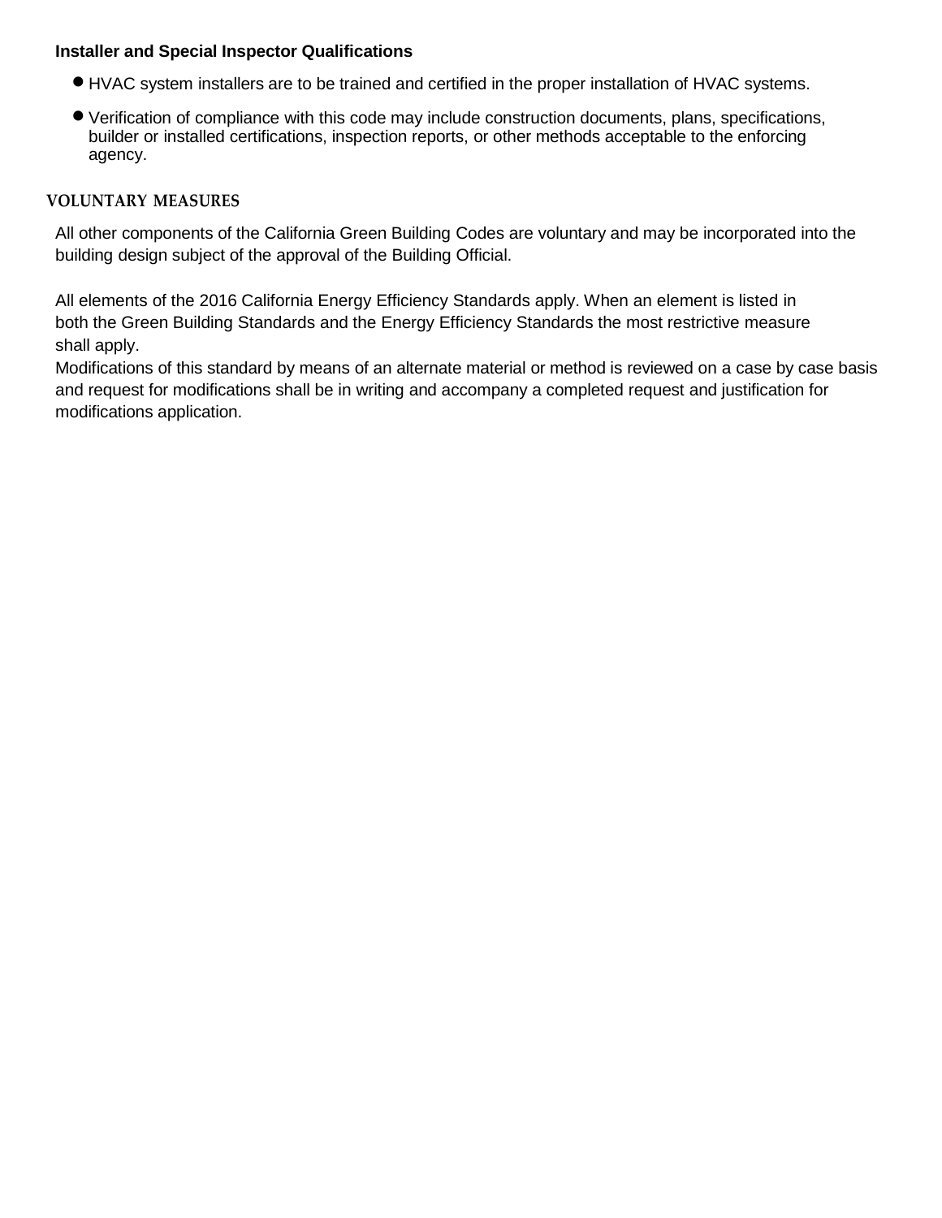**Installer and Special Inspector Qualifications**

- HVAC system installers are to be trained and certified in the proper installation of HVAC systems.
- Verification of compliance with this code may include construction documents, plans, specifications, builder or installed certifications, inspection reports, or other methods acceptable to the enforcing agency.

## VOLUNTARY MEASURES

All other components of the California Green Building Codes are voluntary and may be incorporated into the building design subject of the approval of the Building Official.

All elements of the 2016 California Energy Efficiency Standards apply. When an element is listed in both the Green Building Standards and the Energy Efficiency Standards the most restrictive measure shall apply.
Modifications of this standard by means of an alternate material or method is reviewed on a case by case basis and request for modifications shall be in writing and accompany a completed request and justification for modifications application.